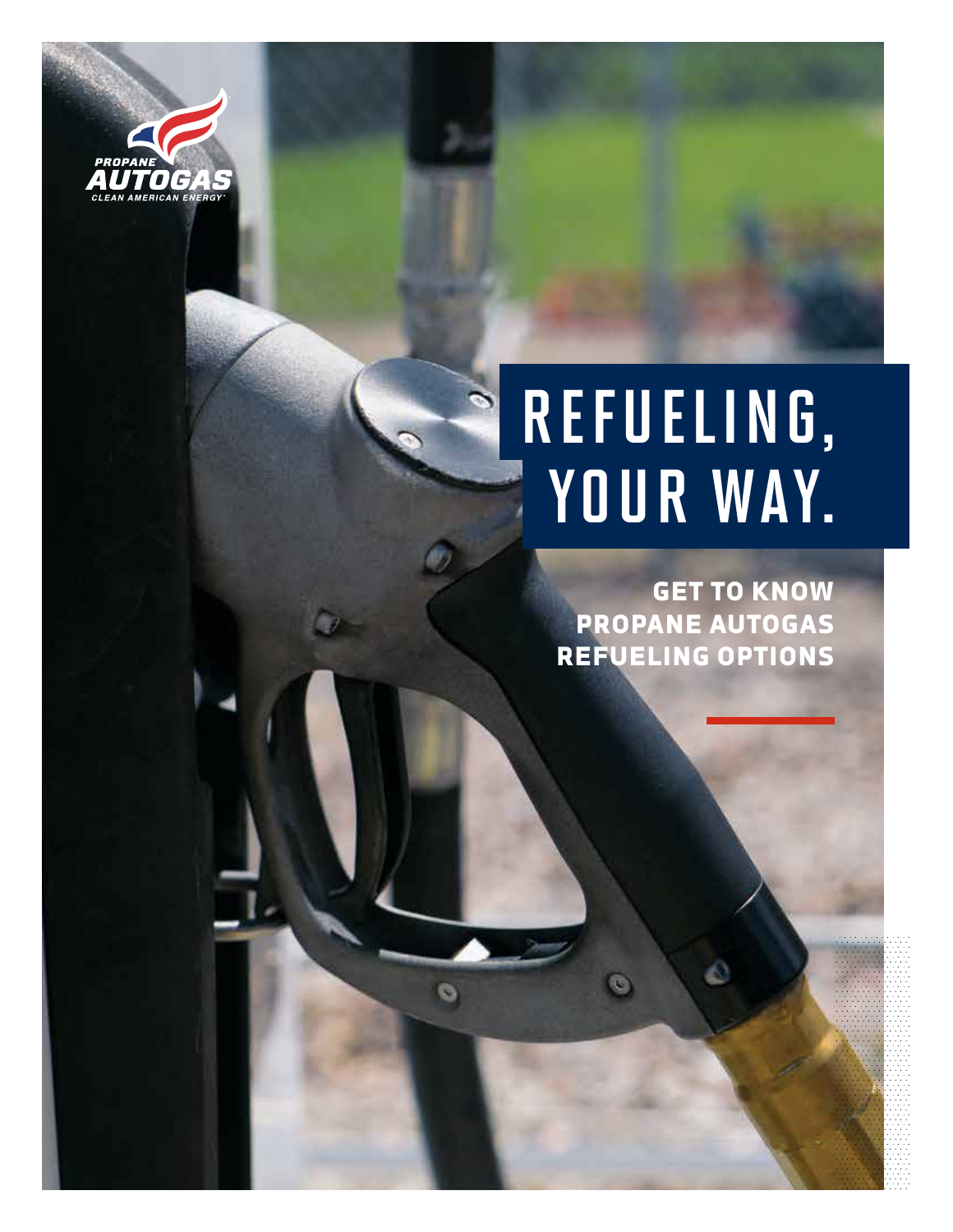PROPANE
AUTOGAS
CLEAN AMERICAN ENERGY

# REFUELING, YOUR WAY.

## GET TO KNOW PROPANE AUTOGAS REFUELING OPTIONS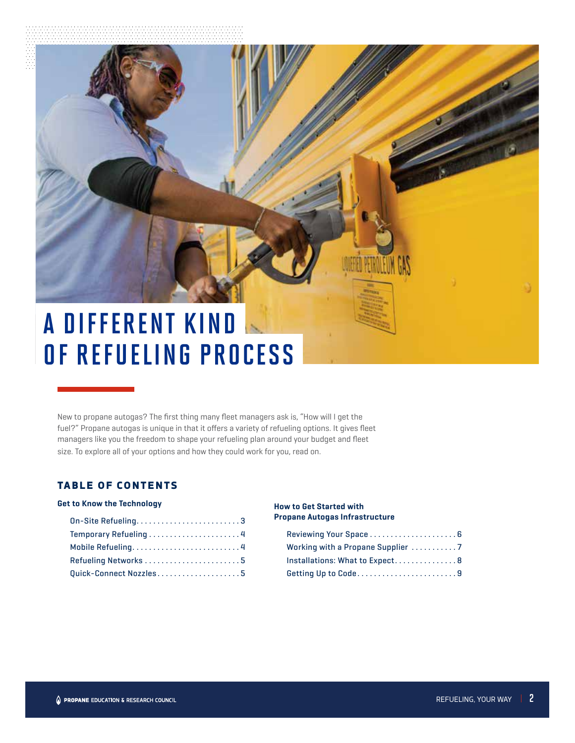# A DIFFERENT KIND OF REFUELING PROCESS

New to propane autogas? The first thing many fleet managers ask is, "How will I get the fuel?" Propane autogas is unique in that it offers a variety of refueling options. It gives fleet managers like you the freedom to shape your refueling plan around your budget and fleet size. To explore all of your options and how they could work for you, read on.

## TABLE OF CONTENTS

**Get to Know the Technology**

- On-Site Refueling . . . . . . . . . . 3
- Temporary Refueling . . . . . . . . . . 4
- Mobile Refueling . . . . . . . . . . 4
- Refueling Networks . . . . . . . . . . 5
- Quick-Connect Nozzles . . . . . . . . . . 5

**How to Get Started with Propane Autogas Infrastructure**

- Reviewing Your Space . . . . . . . . . . 6
- Working with a Propane Supplier . . . . . . . . . . 7
- Installations: What to Expect . . . . . . . . . . 8
- Getting Up to Code . . . . . . . . . . 9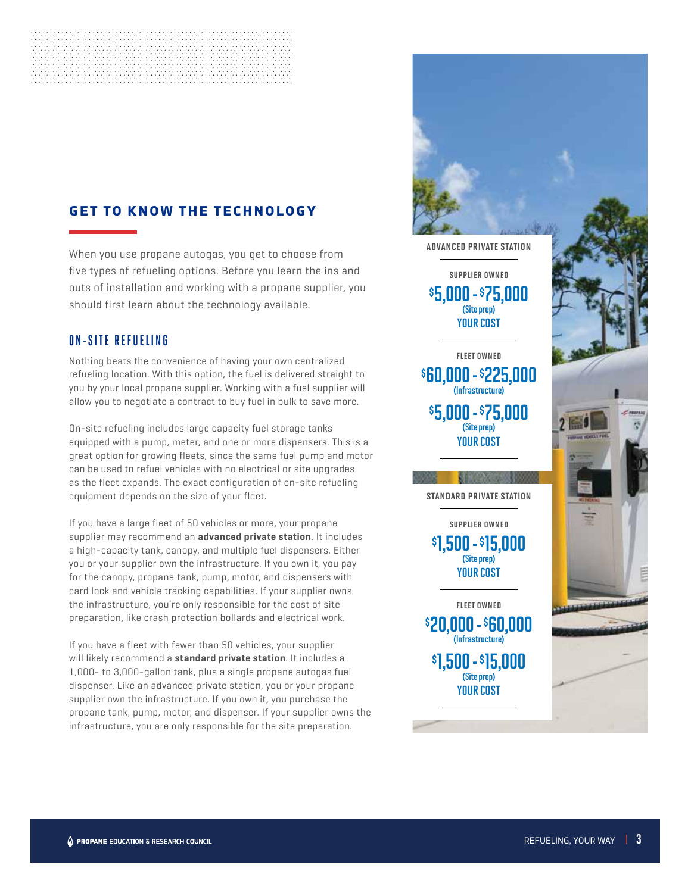## GET TO KNOW THE TECHNOLOGY

When you use propane autogas, you get to choose from five types of refueling options. Before you learn the ins and outs of installation and working with a propane supplier, you should first learn about the technology available.

### ON-SITE REFUELING

Nothing beats the convenience of having your own centralized refueling location. With this option, the fuel is delivered straight to you by your local propane supplier. Working with a fuel supplier will allow you to negotiate a contract to buy fuel in bulk to save more.

On-site refueling includes large capacity fuel storage tanks equipped with a pump, meter, and one or more dispensers. This is a great option for growing fleets, since the same fuel pump and motor can be used to refuel vehicles with no electrical or site upgrades as the fleet expands. The exact configuration of on-site refueling equipment depends on the size of your fleet.

If you have a large fleet of 50 vehicles or more, your propane supplier may recommend an **advanced private station**. It includes a high-capacity tank, canopy, and multiple fuel dispensers. Either you or your supplier own the infrastructure. If you own it, you pay for the canopy, propane tank, pump, motor, and dispensers with card lock and vehicle tracking capabilities. If your supplier owns the infrastructure, you're only responsible for the cost of site preparation, like crash protection bollards and electrical work.

If you have a fleet with fewer than 50 vehicles, your supplier will likely recommend a **standard private station**. It includes a 1,000- to 3,000-gallon tank, plus a single propane autogas fuel dispenser. Like an advanced private station, you or your propane supplier own the infrastructure. If you own it, you purchase the propane tank, pump, motor, and dispenser. If your supplier owns the infrastructure, you are only responsible for the site preparation.

**ADVANCED PRIVATE STATION**

SUPPLIER OWNED

**$5,000 - $75,000** (Site prep)
**YOUR COST**

FLEET OWNED

**$60,000 - $225,000** (Infrastructure)
**$5,000 - $75,000** (Site prep)
**YOUR COST**

**STANDARD PRIVATE STATION**

SUPPLIER OWNED

**$1,500 - $15,000** (Site prep)
**YOUR COST**

FLEET OWNED

**$20,000 - $60,000** (Infrastructure)
**$1,500 - $15,000** (Site prep)
**YOUR COST**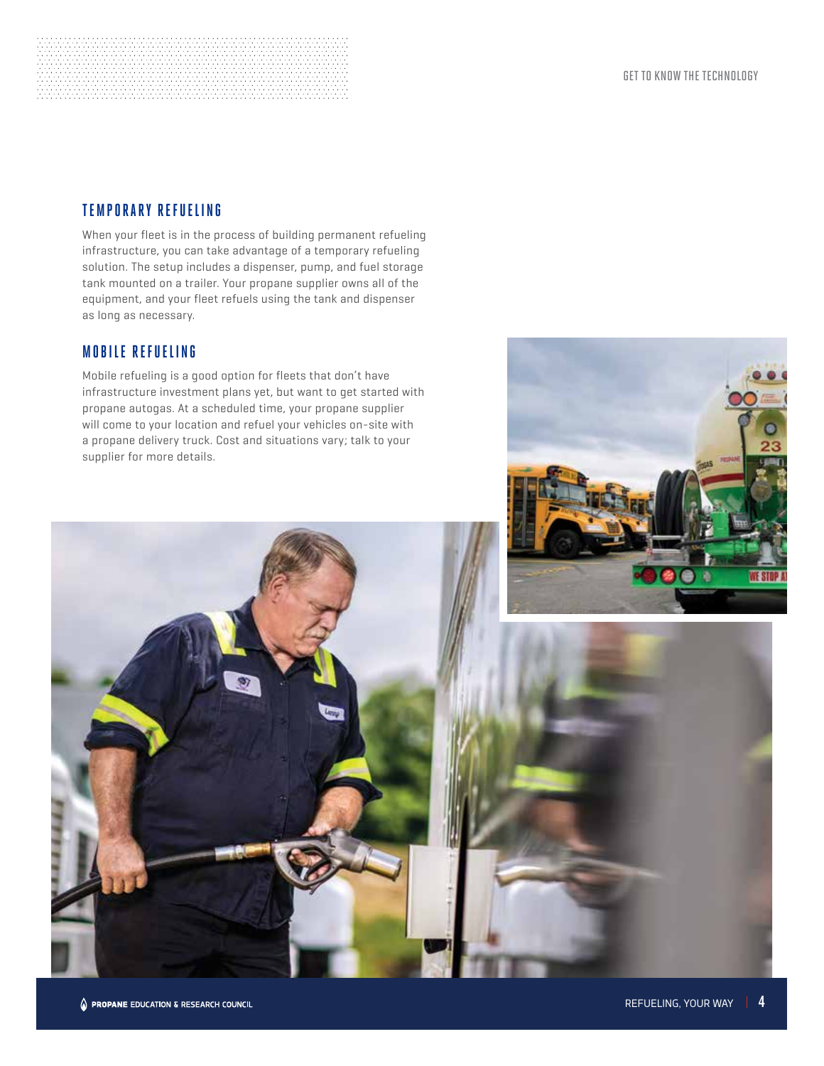## TEMPORARY REFUELING

When your fleet is in the process of building permanent refueling infrastructure, you can take advantage of a temporary refueling solution. The setup includes a dispenser, pump, and fuel storage tank mounted on a trailer. Your propane supplier owns all of the equipment, and your fleet refuels using the tank and dispenser as long as necessary.

## MOBILE REFUELING

Mobile refueling is a good option for fleets that don't have infrastructure investment plans yet, but want to get started with propane autogas. At a scheduled time, your propane supplier will come to your location and refuel your vehicles on-site with a propane delivery truck. Cost and situations vary; talk to your supplier for more details.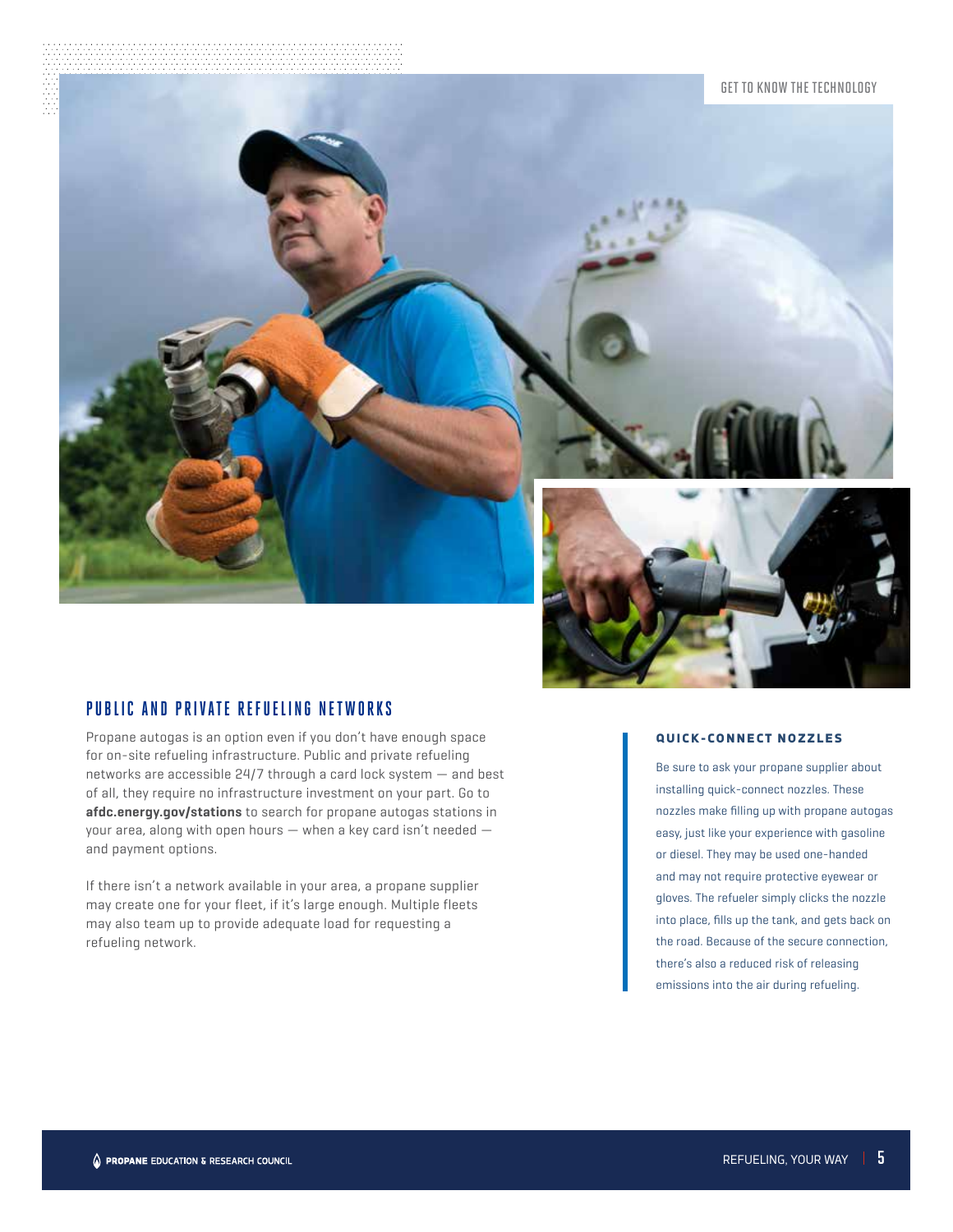## PUBLIC AND PRIVATE REFUELING NETWORKS

Propane autogas is an option even if you don't have enough space for on-site refueling infrastructure. Public and private refueling networks are accessible 24/7 through a card lock system — and best of all, they require no infrastructure investment on your part. Go to **afdc.energy.gov/stations** to search for propane autogas stations in your area, along with open hours — when a key card isn't needed — and payment options.

If there isn't a network available in your area, a propane supplier may create one for your fleet, if it's large enough. Multiple fleets may also team up to provide adequate load for requesting a refueling network.

### QUICK-CONNECT NOZZLES

Be sure to ask your propane supplier about installing quick-connect nozzles. These nozzles make filling up with propane autogas easy, just like your experience with gasoline or diesel. They may be used one-handed and may not require protective eyewear or gloves. The refueler simply clicks the nozzle into place, fills up the tank, and gets back on the road. Because of the secure connection, there's also a reduced risk of releasing emissions into the air during refueling.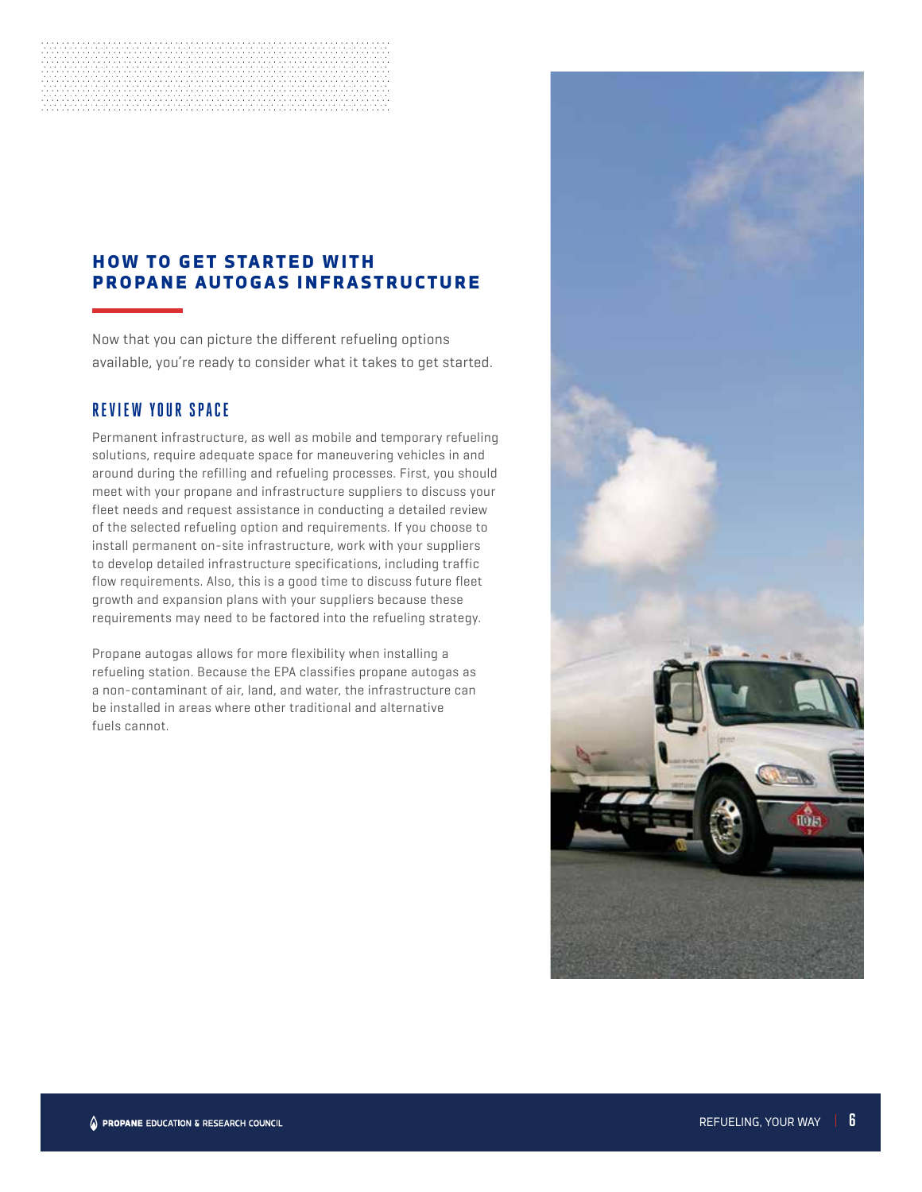## HOW TO GET STARTED WITH PROPANE AUTOGAS INFRASTRUCTURE

Now that you can picture the different refueling options available, you're ready to consider what it takes to get started.

### REVIEW YOUR SPACE

Permanent infrastructure, as well as mobile and temporary refueling solutions, require adequate space for maneuvering vehicles in and around during the refilling and refueling processes. First, you should meet with your propane and infrastructure suppliers to discuss your fleet needs and request assistance in conducting a detailed review of the selected refueling option and requirements. If you choose to install permanent on-site infrastructure, work with your suppliers to develop detailed infrastructure specifications, including traffic flow requirements. Also, this is a good time to discuss future fleet growth and expansion plans with your suppliers because these requirements may need to be factored into the refueling strategy.

Propane autogas allows for more flexibility when installing a refueling station. Because the EPA classifies propane autogas as a non-contaminant of air, land, and water, the infrastructure can be installed in areas where other traditional and alternative fuels cannot.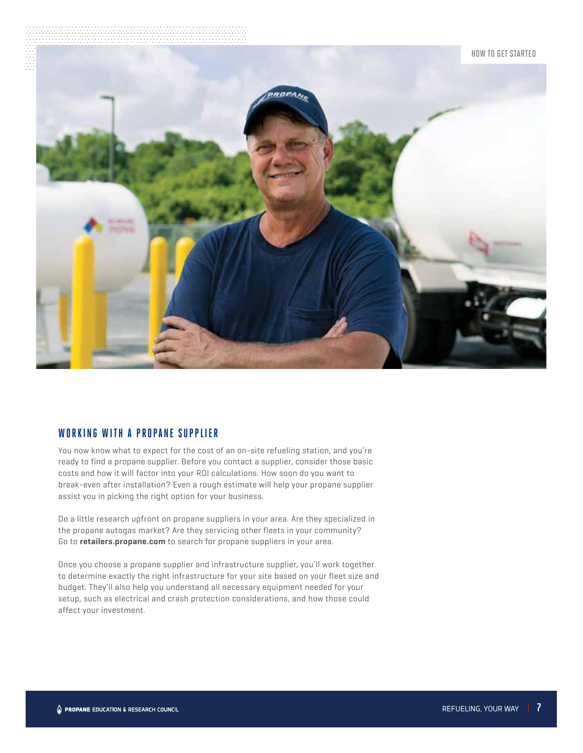## WORKING WITH A PROPANE SUPPLIER

You now know what to expect for the cost of an on-site refueling station, and you're ready to find a propane supplier. Before you contact a supplier, consider those basic costs and how it will factor into your ROI calculations. How soon do you want to break-even after installation? Even a rough estimate will help your propane supplier assist you in picking the right option for your business.

Do a little research upfront on propane suppliers in your area. Are they specialized in the propane autogas market? Are they servicing other fleets in your community? Go to **retailers.propane.com** to search for propane suppliers in your area.

Once you choose a propane supplier and infrastructure supplier, you'll work together to determine exactly the right infrastructure for your site based on your fleet size and budget. They'll also help you understand all necessary equipment needed for your setup, such as electrical and crash protection considerations, and how those could affect your investment.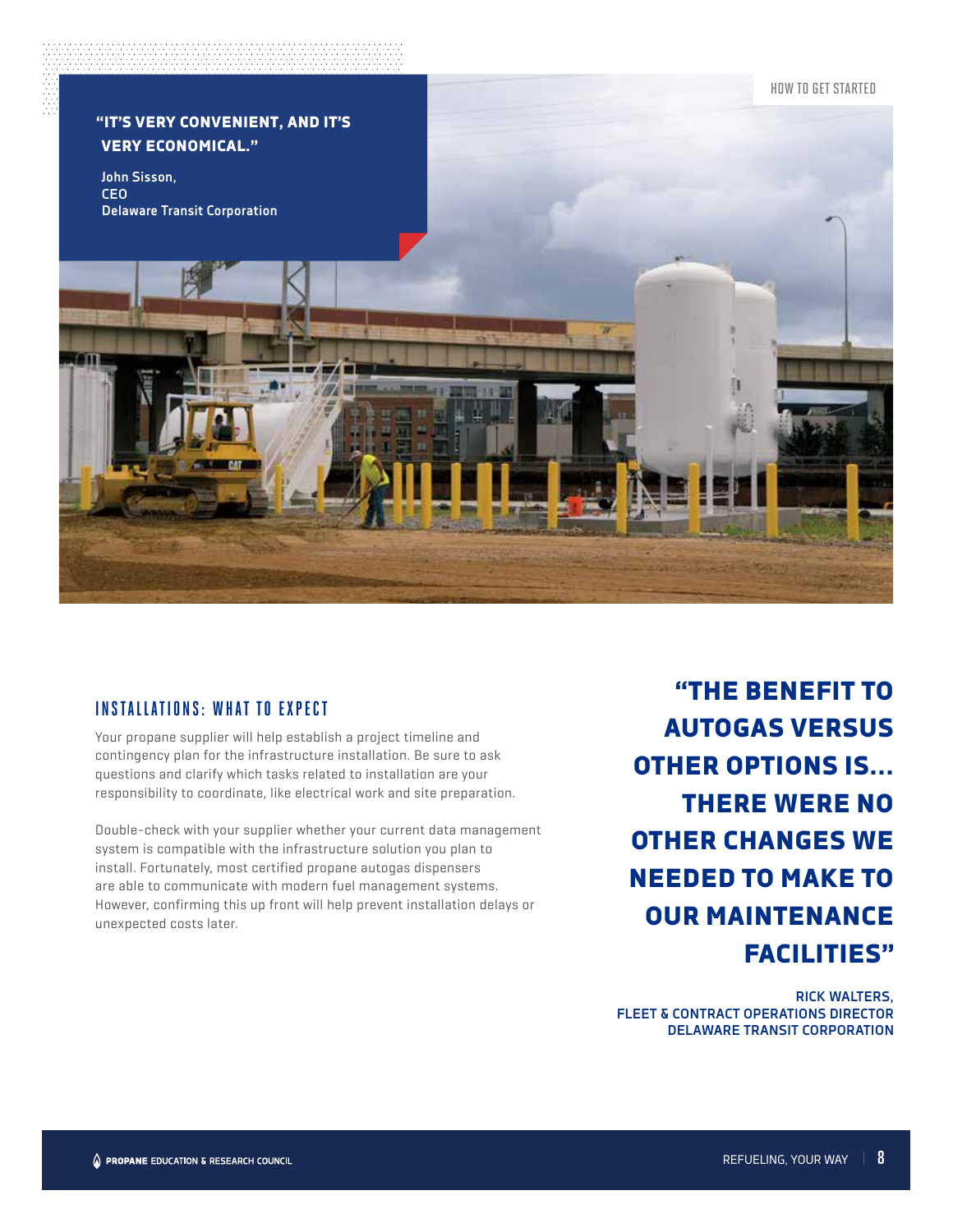**"IT'S VERY CONVENIENT, AND IT'S VERY ECONOMICAL."**

John Sisson,
CEO
Delaware Transit Corporation

## INSTALLATIONS: WHAT TO EXPECT

Your propane supplier will help establish a project timeline and contingency plan for the infrastructure installation. Be sure to ask questions and clarify which tasks related to installation are your responsibility to coordinate, like electrical work and site preparation.

Double-check with your supplier whether your current data management system is compatible with the infrastructure solution you plan to install. Fortunately, most certified propane autogas dispensers are able to communicate with modern fuel management systems. However, confirming this up front will help prevent installation delays or unexpected costs later.

**"THE BENEFIT TO AUTOGAS VERSUS OTHER OPTIONS IS... THERE WERE NO OTHER CHANGES WE NEEDED TO MAKE TO OUR MAINTENANCE FACILITIES"**

RICK WALTERS,
FLEET & CONTRACT OPERATIONS DIRECTOR
DELAWARE TRANSIT CORPORATION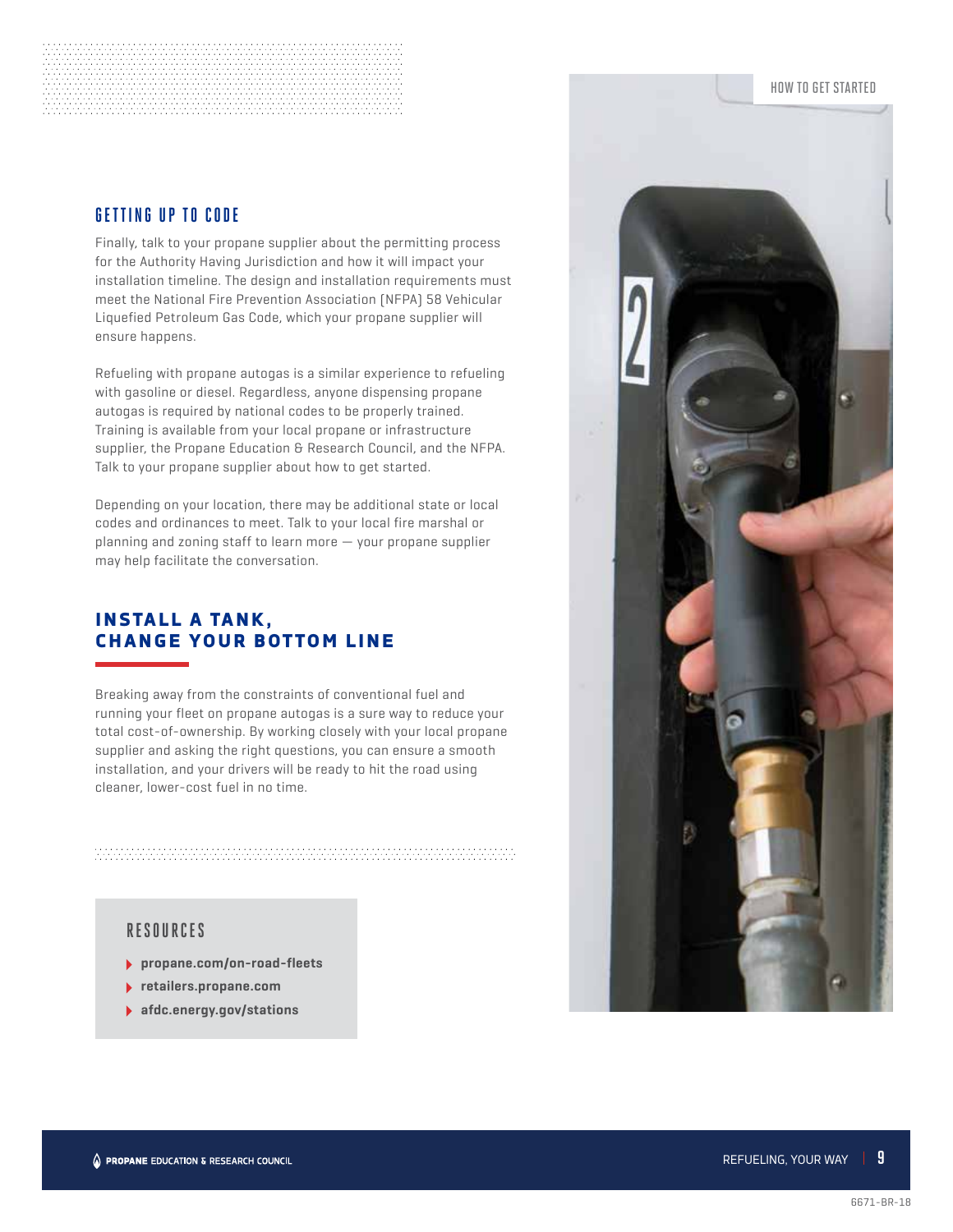## GETTING UP TO CODE

Finally, talk to your propane supplier about the permitting process for the Authority Having Jurisdiction and how it will impact your installation timeline. The design and installation requirements must meet the National Fire Prevention Association (NFPA) 58 Vehicular Liquefied Petroleum Gas Code, which your propane supplier will ensure happens.

Refueling with propane autogas is a similar experience to refueling with gasoline or diesel. Regardless, anyone dispensing propane autogas is required by national codes to be properly trained. Training is available from your local propane or infrastructure supplier, the Propane Education & Research Council, and the NFPA. Talk to your propane supplier about how to get started.

Depending on your location, there may be additional state or local codes and ordinances to meet. Talk to your local fire marshal or planning and zoning staff to learn more — your propane supplier may help facilitate the conversation.

## INSTALL A TANK, CHANGE YOUR BOTTOM LINE

Breaking away from the constraints of conventional fuel and running your fleet on propane autogas is a sure way to reduce your total cost-of-ownership. By working closely with your local propane supplier and asking the right questions, you can ensure a smooth installation, and your drivers will be ready to hit the road using cleaner, lower-cost fuel in no time.

### RESOURCES

- **propane.com/on-road-fleets**
- **retailers.propane.com**
- **afdc.energy.gov/stations**

6671-BR-18